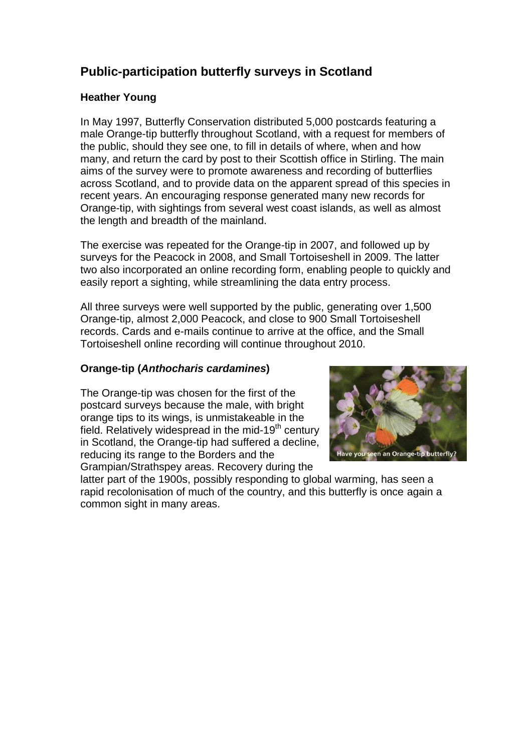# Public-participation butterfly surveys in Scotland

**Heather Young**

In May 1997, Butterfly Conservation distributed 5,000 postcards featuring a male Orange-tip butterfly throughout Scotland, with a request for members of the public, should they see one, to fill in details of where, when and how many, and return the card by post to their Scottish office in Stirling. The main aims of the survey were to promote awareness and recording of butterflies across Scotland, and to provide data on the apparent spread of this species in recent years. An encouraging response generated many new records for Orange-tip, with sightings from several west coast islands, as well as almost the length and breadth of the mainland.

The exercise was repeated for the Orange-tip in 2007, and followed up by surveys for the Peacock in 2008, and Small Tortoiseshell in 2009. The latter two also incorporated an online recording form, enabling people to quickly and easily report a sighting, while streamlining the data entry process.

All three surveys were well supported by the public, generating over 1,500 Orange-tip, almost 2,000 Peacock, and close to 900 Small Tortoiseshell records. Cards and e-mails continue to arrive at the office, and the Small Tortoiseshell online recording will continue throughout 2010.

### Orange-tip (*Anthocharis cardamines*)

The Orange-tip was chosen for the first of the postcard surveys because the male, with bright orange tips to its wings, is unmistakeable in the field. Relatively widespread in the mid-19th century in Scotland, the Orange-tip had suffered a decline, reducing its range to the Borders and the Grampian/Strathspey areas. Recovery during the latter part of the 1900s, possibly responding to global warming, has seen a rapid recolonisation of much of the country, and this butterfly is once again a common sight in many areas.

Have you seen an Orange-tip butterfly?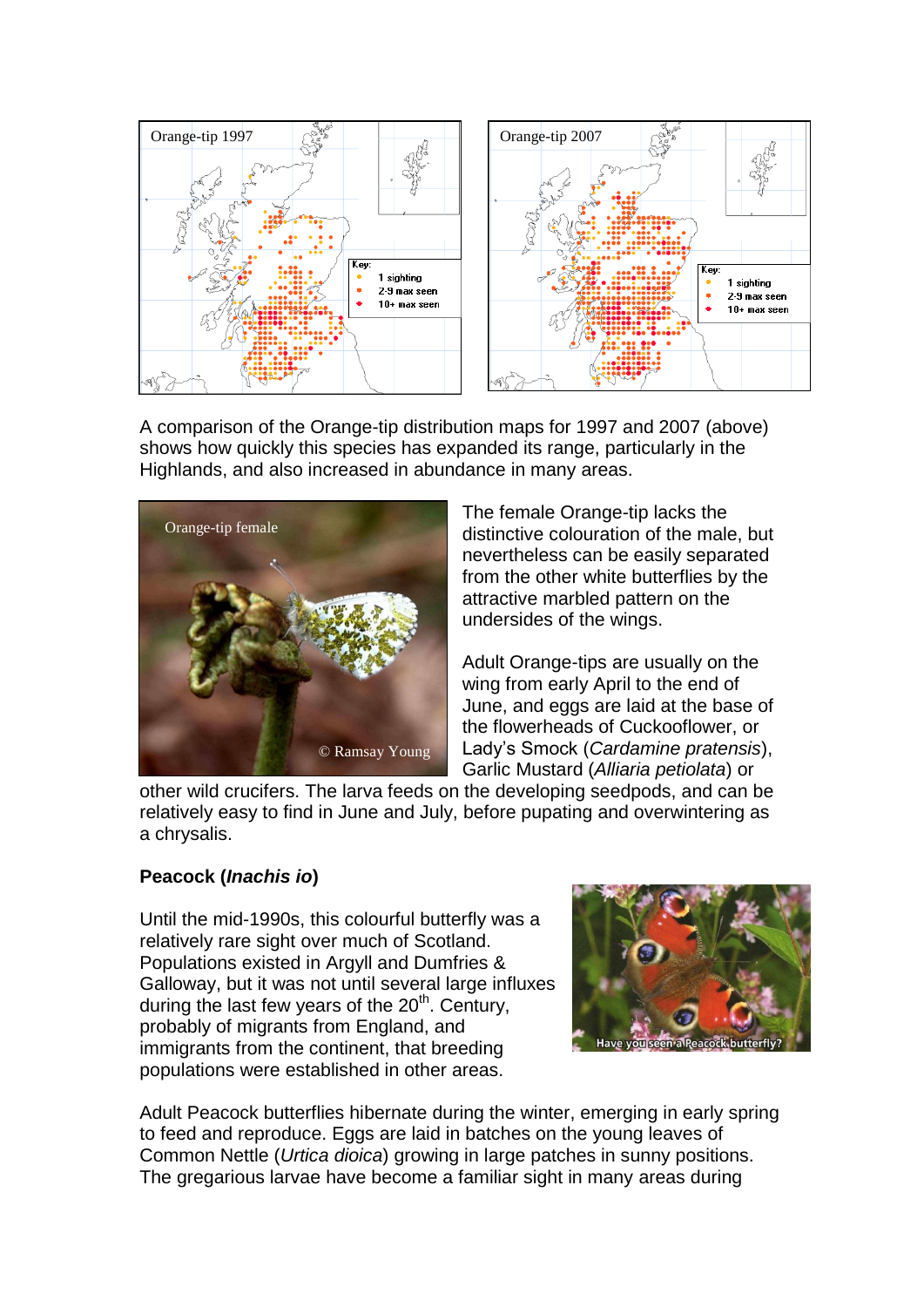Orange-tip 1997

Key:
1 sighting
2-9 max seen
10+ max seen

Orange-tip 2007

Key:
1 sighting
2-9 max seen
10+ max seen

A comparison of the Orange-tip distribution maps for 1997 and 2007 (above) shows how quickly this species has expanded its range, particularly in the Highlands, and also increased in abundance in many areas.

Orange-tip female

© Ramsay Young

The female Orange-tip lacks the distinctive colouration of the male, but nevertheless can be easily separated from the other white butterflies by the attractive marbled pattern on the undersides of the wings.

Adult Orange-tips are usually on the wing from early April to the end of June, and eggs are laid at the base of the flowerheads of Cuckooflower, or Lady's Smock (*Cardamine pratensis*), Garlic Mustard (*Alliaria petiolata*) or other wild crucifers. The larva feeds on the developing seedpods, and can be relatively easy to find in June and July, before pupating and overwintering as a chrysalis.

**Peacock (*Inachis io*)**

Until the mid-1990s, this colourful butterfly was a relatively rare sight over much of Scotland. Populations existed in Argyll and Dumfries & Galloway, but it was not until several large influxes during the last few years of the 20th. Century, probably of migrants from England, and immigrants from the continent, that breeding populations were established in other areas.

Have you seen a Peacock butterfly?

Adult Peacock butterflies hibernate during the winter, emerging in early spring to feed and reproduce. Eggs are laid in batches on the young leaves of Common Nettle (*Urtica dioica*) growing in large patches in sunny positions. The gregarious larvae have become a familiar sight in many areas during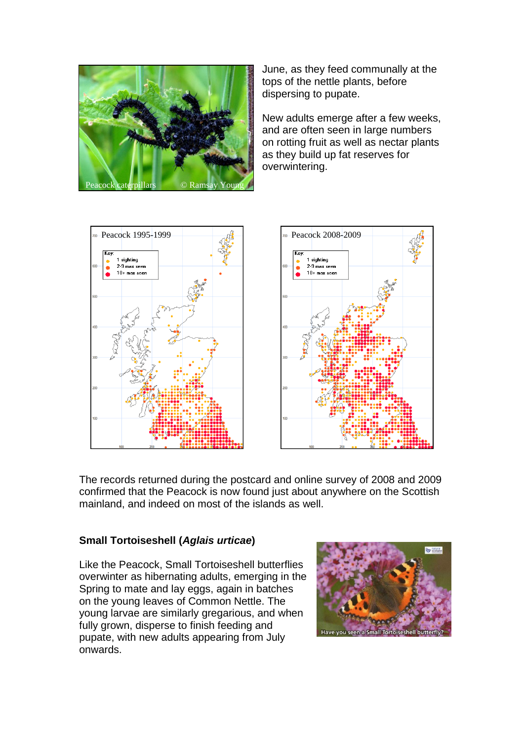Peacock caterpillars © Ramsay Young

June, as they feed communally at the tops of the nettle plants, before dispersing to pupate.

New adults emerge after a few weeks, and are often seen in large numbers on rotting fruit as well as nectar plants as they build up fat reserves for overwintering.

Peacock 1995-1999

Key:
1 sighting
2-9 max seen
10+ max seen

Peacock 2008-2009

Key:
1 sighting
2-9 max seen
10+ max seen

The records returned during the postcard and online survey of 2008 and 2009 confirmed that the Peacock is now found just about anywhere on the Scottish mainland, and indeed on most of the islands as well.

**Small Tortoiseshell (*Aglais urticae*)**

Like the Peacock, Small Tortoiseshell butterflies overwinter as hibernating adults, emerging in the Spring to mate and lay eggs, again in batches on the young leaves of Common Nettle. The young larvae are similarly gregarious, and when fully grown, disperse to finish feeding and pupate, with new adults appearing from July onwards.

Have you seen a Small Tortoiseshell butterfly?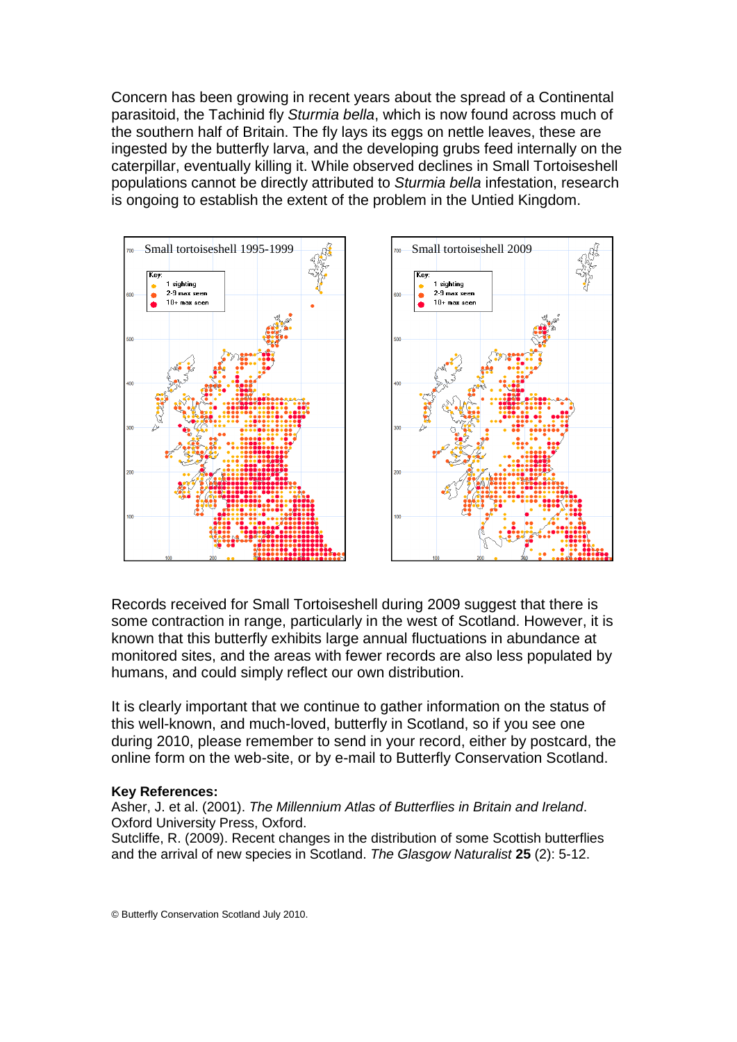Concern has been growing in recent years about the spread of a Continental parasitoid, the Tachinid fly *Sturmia bella*, which is now found across much of the southern half of Britain. The fly lays its eggs on nettle leaves, these are ingested by the butterfly larva, and the developing grubs feed internally on the caterpillar, eventually killing it. While observed declines in Small Tortoiseshell populations cannot be directly attributed to *Sturmia bella* infestation, research is ongoing to establish the extent of the problem in the Untied Kingdom.

Small tortoiseshell 1995-1999

Key:
1 sighting
2-9 max seen
10+ max seen

700
600
500
400
300
200
100
100
200
300

Small tortoiseshell 2009

Key:
1 sighting
2-9 max seen
10+ max seen

700
600
500
400
300
200
100
100
200
300

Records received for Small Tortoiseshell during 2009 suggest that there is some contraction in range, particularly in the west of Scotland. However, it is known that this butterfly exhibits large annual fluctuations in abundance at monitored sites, and the areas with fewer records are also less populated by humans, and could simply reflect our own distribution.

It is clearly important that we continue to gather information on the status of this well-known, and much-loved, butterfly in Scotland, so if you see one during 2010, please remember to send in your record, either by postcard, the online form on the web-site, or by e-mail to Butterfly Conservation Scotland.

**Key References:**

Asher, J. et al. (2001). *The Millennium Atlas of Butterflies in Britain and Ireland*. Oxford University Press, Oxford.

Sutcliffe, R. (2009). Recent changes in the distribution of some Scottish butterflies and the arrival of new species in Scotland. *The Glasgow Naturalist* **25** (2): 5-12.

© Butterfly Conservation Scotland July 2010.